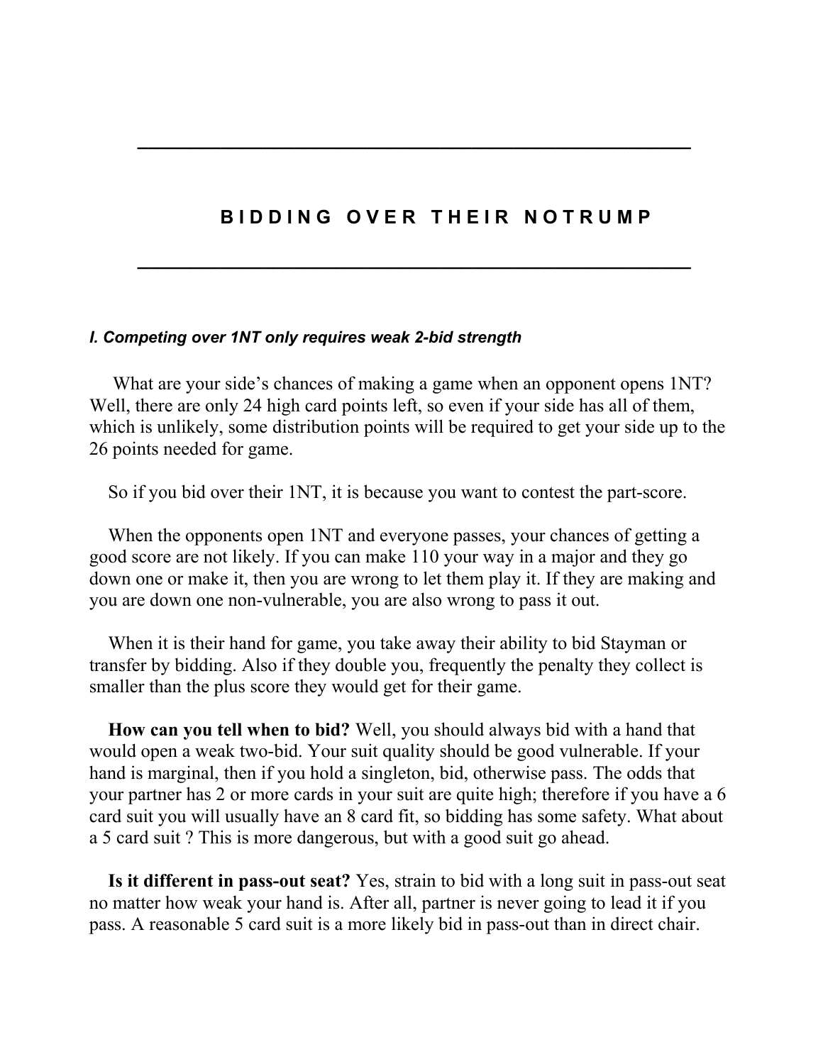# BIDDING OVER THEIR NOTRUMP

### *I. Competing over 1NT only requires weak 2-bid strength*

What are your side's chances of making a game when an opponent opens 1NT? Well, there are only 24 high card points left, so even if your side has all of them, which is unlikely, some distribution points will be required to get your side up to the 26 points needed for game.

So if you bid over their 1NT, it is because you want to contest the part-score.

When the opponents open 1NT and everyone passes, your chances of getting a good score are not likely. If you can make 110 your way in a major and they go down one or make it, then you are wrong to let them play it. If they are making and you are down one non-vulnerable, you are also wrong to pass it out.

When it is their hand for game, you take away their ability to bid Stayman or transfer by bidding. Also if they double you, frequently the penalty they collect is smaller than the plus score they would get for their game.

**How can you tell when to bid?** Well, you should always bid with a hand that would open a weak two-bid. Your suit quality should be good vulnerable. If your hand is marginal, then if you hold a singleton, bid, otherwise pass. The odds that your partner has 2 or more cards in your suit are quite high; therefore if you have a 6 card suit you will usually have an 8 card fit, so bidding has some safety. What about a 5 card suit ? This is more dangerous, but with a good suit go ahead.

**Is it different in pass-out seat?** Yes, strain to bid with a long suit in pass-out seat no matter how weak your hand is. After all, partner is never going to lead it if you pass. A reasonable 5 card suit is a more likely bid in pass-out than in direct chair.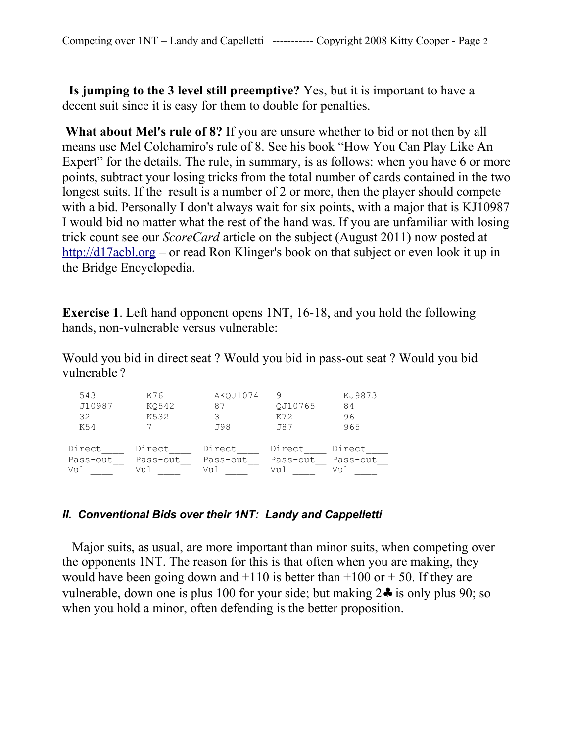**Is jumping to the 3 level still preemptive?** Yes, but it is important to have a decent suit since it is easy for them to double for penalties.

**What about Mel's rule of 8?** If you are unsure whether to bid or not then by all means use Mel Colchamiro's rule of 8. See his book "How You Can Play Like An Expert" for the details. The rule, in summary, is as follows: when you have 6 or more points, subtract your losing tricks from the total number of cards contained in the two longest suits. If the result is a number of 2 or more, then the player should compete with a bid. Personally I don't always wait for six points, with a major that is KJ10987 I would bid no matter what the rest of the hand was. If you are unfamiliar with losing trick count see our *ScoreCard* article on the subject (August 2011) now posted at http://d17acbl.org – or read Ron Klinger's book on that subject or even look it up in the Bridge Encyclopedia.

**Exercise 1**. Left hand opponent opens 1NT, 16-18, and you hold the following hands, non-vulnerable versus vulnerable:

Would you bid in direct seat ? Would you bid in pass-out seat ? Would you bid vulnerable ?

```
   543         K76         AKQJ1074    9            KJ9873
   J10987      KQ542       87          QJ10765      84
   32          K532        3           K72          96
   K54         7           J98         J87          965

 Direct____  Direct____  Direct____  Direct____  Direct____
 Pass-out__  Pass-out__  Pass-out__  Pass-out__  Pass-out__
 Vul ____    Vul ____    Vul ____    Vul ____    Vul ____
```

### *II. Conventional Bids over their 1NT: Landy and Cappelletti*

Major suits, as usual, are more important than minor suits, when competing over the opponents 1NT. The reason for this is that often when you are making, they would have been going down and +110 is better than +100 or + 50. If they are vulnerable, down one is plus 100 for your side; but making 2♣ is only plus 90; so when you hold a minor, often defending is the better proposition.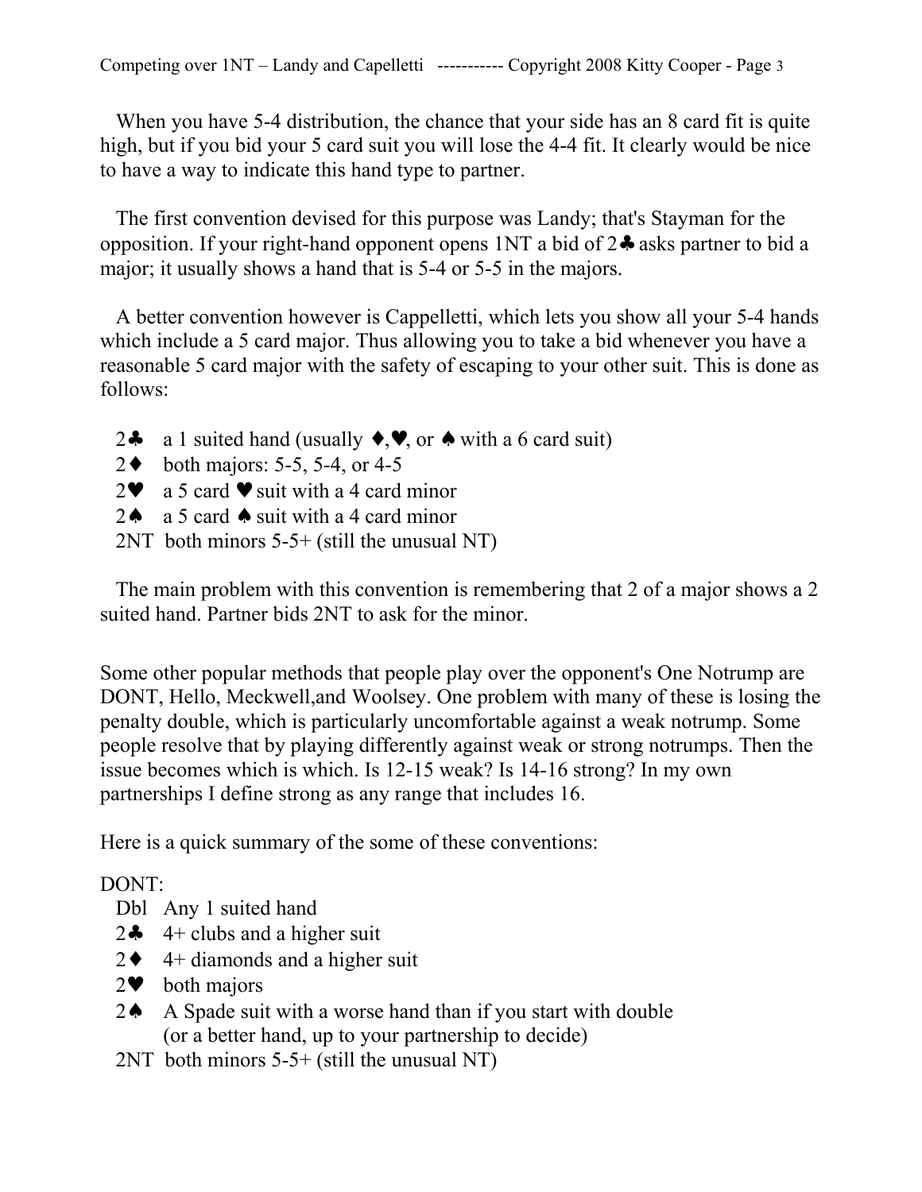When you have 5-4 distribution, the chance that your side has an 8 card fit is quite high, but if you bid your 5 card suit you will lose the 4-4 fit. It clearly would be nice to have a way to indicate this hand type to partner.

The first convention devised for this purpose was Landy; that's Stayman for the opposition. If your right-hand opponent opens 1NT a bid of 2♣ asks partner to bid a major; it usually shows a hand that is 5-4 or 5-5 in the majors.

A better convention however is Cappelletti, which lets you show all your 5-4 hands which include a 5 card major. Thus allowing you to take a bid whenever you have a reasonable 5 card major with the safety of escaping to your other suit. This is done as follows:

- 2♣ a 1 suited hand (usually ♦,♥, or ♠ with a 6 card suit)
- 2♦ both majors: 5-5, 5-4, or 4-5
- 2♥ a 5 card ♥ suit with a 4 card minor
- 2♠ a 5 card ♠ suit with a 4 card minor
- 2NT both minors 5-5+ (still the unusual NT)

The main problem with this convention is remembering that 2 of a major shows a 2 suited hand. Partner bids 2NT to ask for the minor.

Some other popular methods that people play over the opponent's One Notrump are DONT, Hello, Meckwell,and Woolsey. One problem with many of these is losing the penalty double, which is particularly uncomfortable against a weak notrump. Some people resolve that by playing differently against weak or strong notrumps. Then the issue becomes which is which. Is 12-15 weak? Is 14-16 strong? In my own partnerships I define strong as any range that includes 16.

Here is a quick summary of the some of these conventions:

DONT:

- Dbl Any 1 suited hand
- 2♣ 4+ clubs and a higher suit
- 2♦ 4+ diamonds and a higher suit
- 2♥ both majors
- 2♠ A Spade suit with a worse hand than if you start with double (or a better hand, up to your partnership to decide)
- 2NT both minors 5-5+ (still the unusual NT)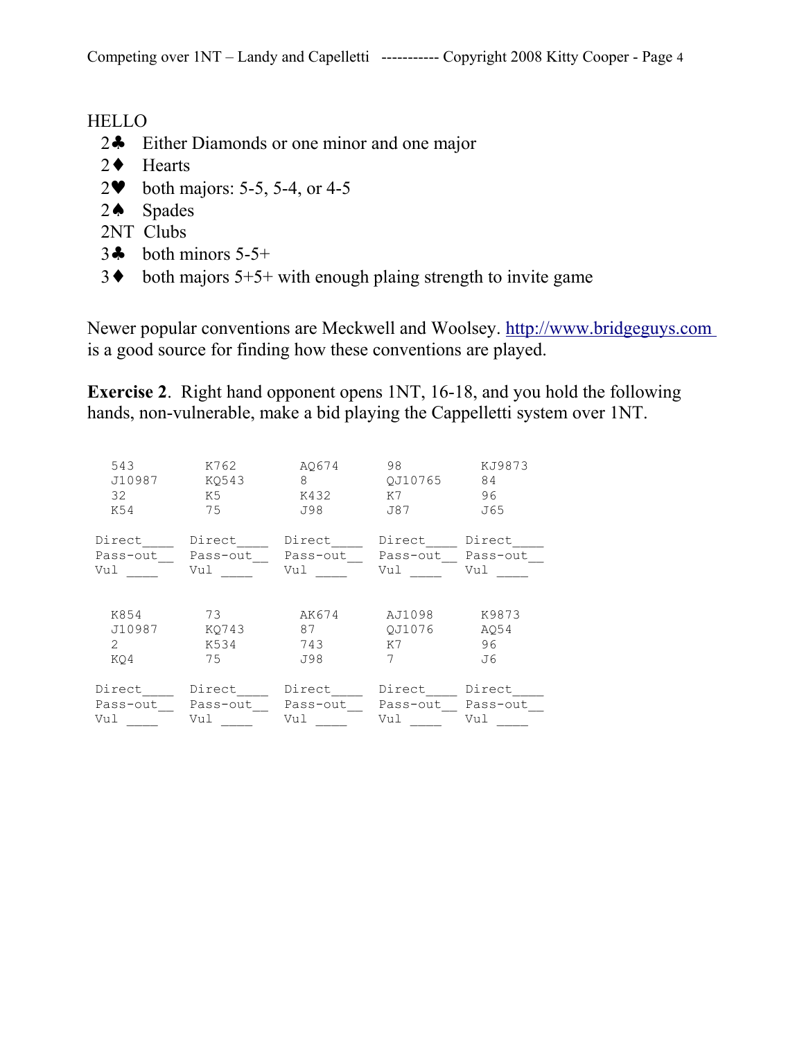HELLO

- 2♣ Either Diamonds or one minor and one major
- 2♦ Hearts
- 2♥ both majors: 5-5, 5-4, or 4-5
- 2♠ Spades
- 2NT Clubs
- 3♣ both minors 5-5+
- 3♦ both majors 5+5+ with enough plaing strength to invite game

Newer popular conventions are Meckwell and Woolsey. http://www.bridgeguys.com is a good source for finding how these conventions are played.

**Exercise 2**. Right hand opponent opens 1NT, 16-18, and you hold the following hands, non-vulnerable, make a bid playing the Cappelletti system over 1NT.

```
  543        K762       AQ674      98         KJ9873
  J10987     KQ543      8          QJ10765    84
  32         K5         K432       K7         96
  K54        75         J98        J87        J65

Direct____  Direct____  Direct____  Direct____  Direct____
Pass-out__  Pass-out__  Pass-out__  Pass-out__  Pass-out__
Vul ____    Vul ____    Vul ____    Vul ____    Vul ____


  K854       73         AK674      AJ1098     K9873
  J10987     KQ743      87         QJ1076     AQ54
  2          K534       743        K7         96
  KQ4        75         J98        7          J6

Direct____  Direct____  Direct____  Direct____  Direct____
Pass-out__  Pass-out__  Pass-out__  Pass-out__  Pass-out__
Vul ____    Vul ____    Vul ____    Vul ____    Vul ____
```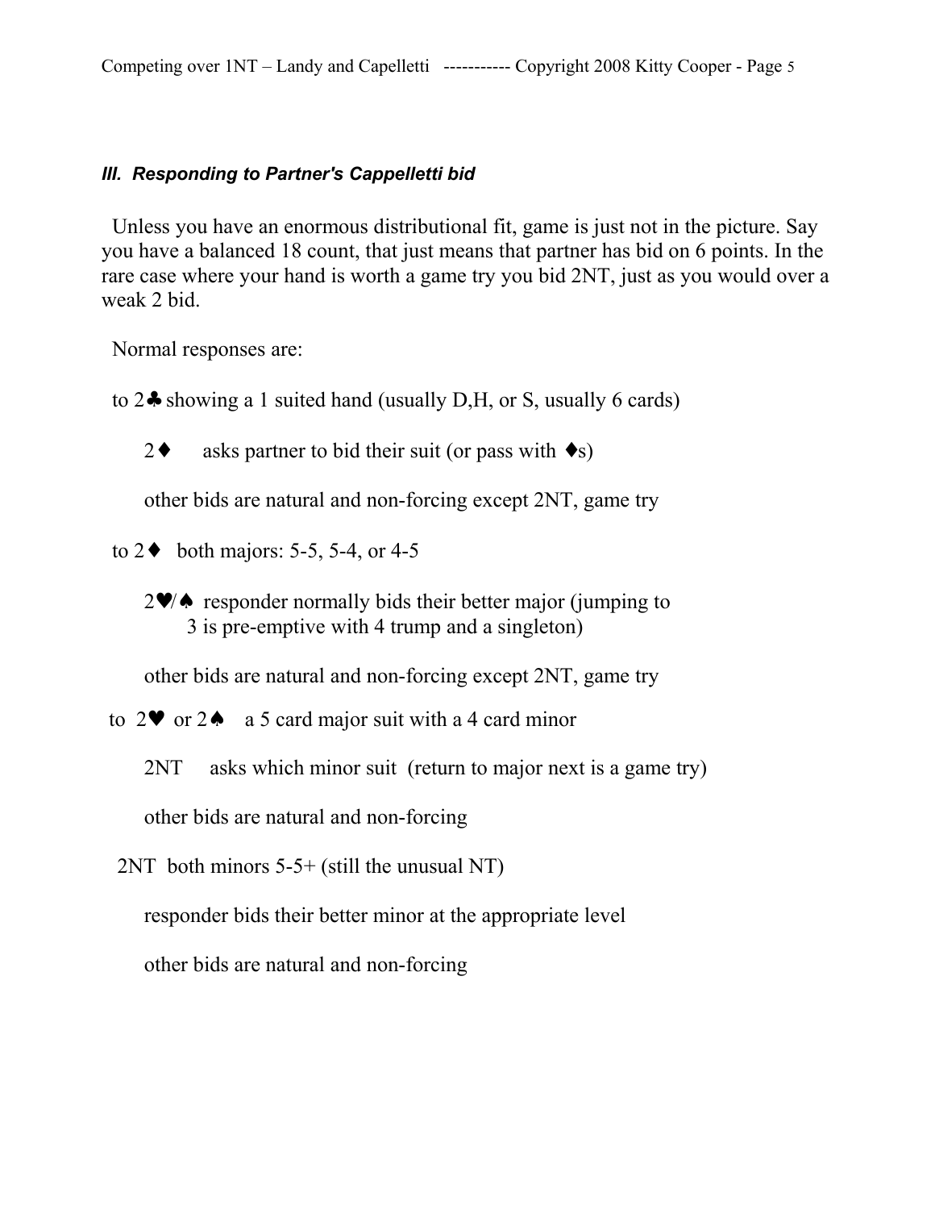### *III. Responding to Partner's Cappelletti bid*

Unless you have an enormous distributional fit, game is just not in the picture. Say you have a balanced 18 count, that just means that partner has bid on 6 points. In the rare case where your hand is worth a game try you bid 2NT, just as you would over a weak 2 bid.

Normal responses are:

to 2♣ showing a 1 suited hand (usually D,H, or S, usually 6 cards)

> 2♦ asks partner to bid their suit (or pass with ♦s)
>
> other bids are natural and non-forcing except 2NT, game try

to 2♦ both majors: 5-5, 5-4, or 4-5

> 2♥/♠ responder normally bids their better major (jumping to 3 is pre-emptive with 4 trump and a singleton)
>
> other bids are natural and non-forcing except 2NT, game try

to 2♥ or 2♠ a 5 card major suit with a 4 card minor

> 2NT asks which minor suit (return to major next is a game try)
>
> other bids are natural and non-forcing

2NT both minors 5-5+ (still the unusual NT)

> responder bids their better minor at the appropriate level
>
> other bids are natural and non-forcing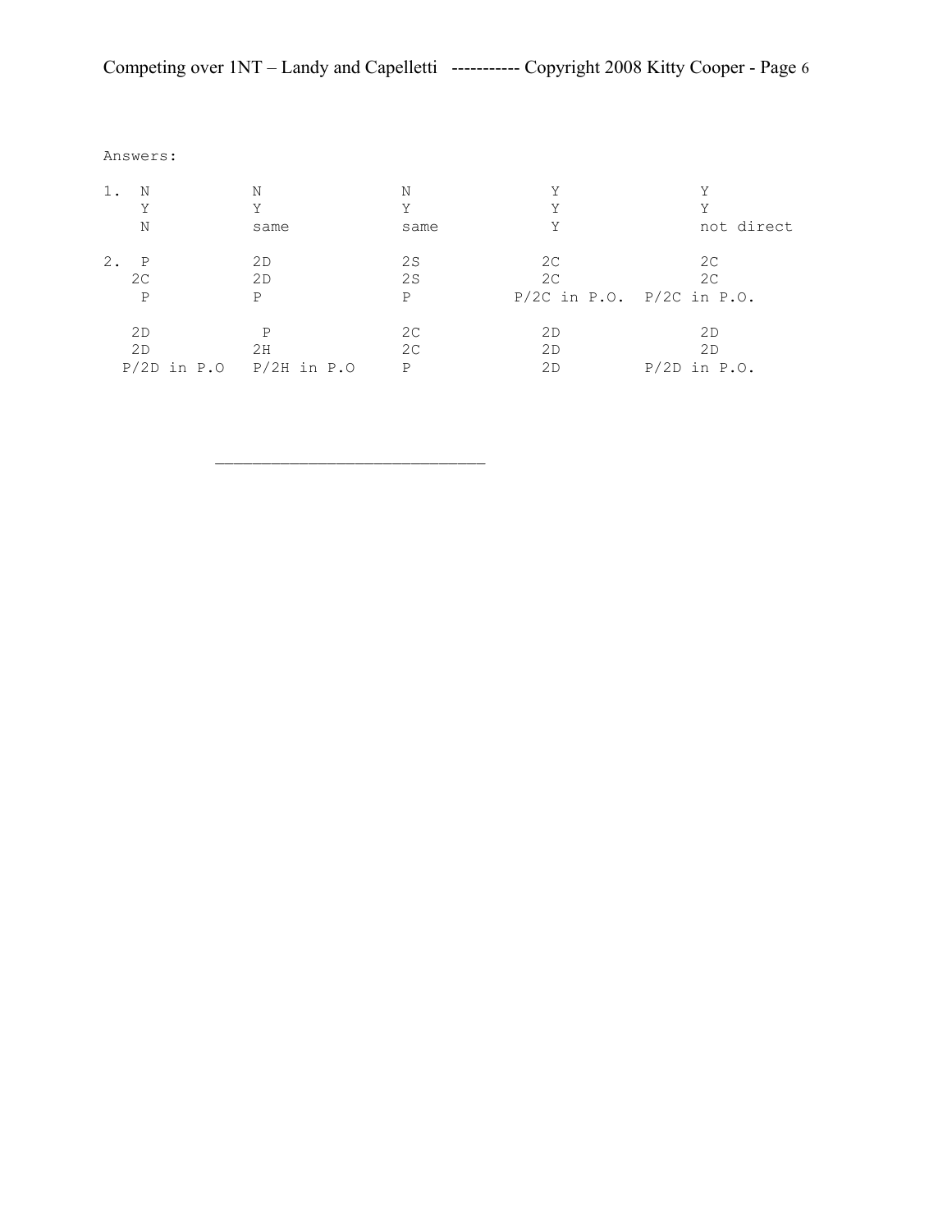Answers:

```
1.  N           N              N              Y              Y
    Y           Y              Y              Y              Y
    N           same           same           Y              not direct

2.  P           2D             2S             2C             2C
   2C           2D             2S             2C             2C
    P           P              P         P/2C in P.O.  P/2C in P.O.

   2D            P             2C             2D             2D
   2D           2H             2C             2D             2D
  P/2D in P.O   P/2H in P.O    P              2D        P/2D in P.O.
```

___________________________